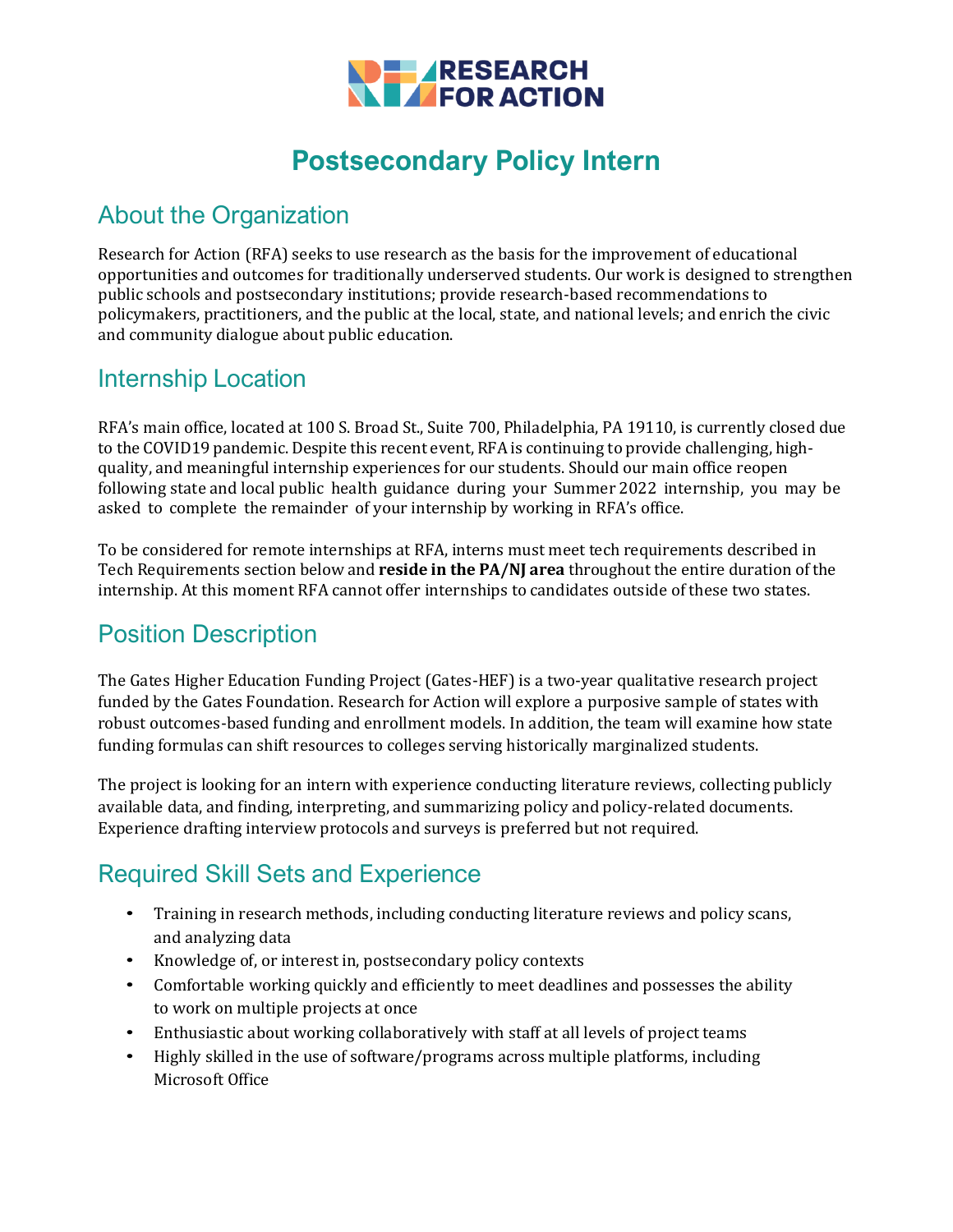# Postsecondary Policy Intern

## About the Organization

Research for Action (RFA) seeks to use research as the basis for the improvement of educational opportunities and outcomes for traditionally underserved students. Our work is designed to strengthen public schools and postsecondary institutions; provide research-based recommendations to policymakers, practitioners, and the public at the local, state, and national levels; and enrich the civic and community dialogue about public education.

## Internship Location

RFA's main office, located at 100 S. Broad St., Suite 700, Philadelphia, PA 19110, is currently closed due to the COVID19 pandemic. Despite this recent event, RFA is continuing to provide challenging, high-quality, and meaningful internship experiences for our students. Should our main office reopen following state and local public health guidance during your Summer 2022 internship, you may be asked to complete the remainder of your internship by working in RFA's office.

To be considered for remote internships at RFA, interns must meet tech requirements described in Tech Requirements section below and **reside in the PA/NJ area** throughout the entire duration of the internship. At this moment RFA cannot offer internships to candidates outside of these two states.

## Position Description

The Gates Higher Education Funding Project (Gates-HEF) is a two-year qualitative research project funded by the Gates Foundation. Research for Action will explore a purposive sample of states with robust outcomes-based funding and enrollment models. In addition, the team will examine how state funding formulas can shift resources to colleges serving historically marginalized students.

The project is looking for an intern with experience conducting literature reviews, collecting publicly available data, and finding, interpreting, and summarizing policy and policy-related documents. Experience drafting interview protocols and surveys is preferred but not required.

## Required Skill Sets and Experience

- Training in research methods, including conducting literature reviews and policy scans, and analyzing data
- Knowledge of, or interest in, postsecondary policy contexts
- Comfortable working quickly and efficiently to meet deadlines and possesses the ability to work on multiple projects at once
- Enthusiastic about working collaboratively with staff at all levels of project teams
- Highly skilled in the use of software/programs across multiple platforms, including Microsoft Office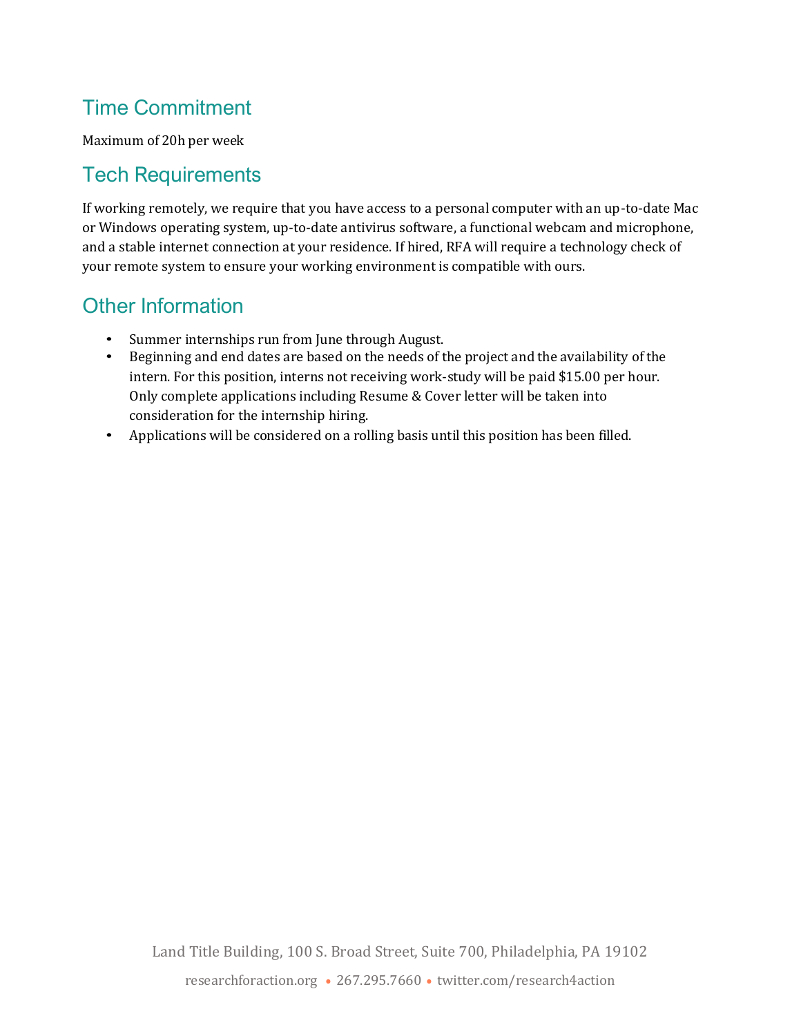## Time Commitment

Maximum of 20h per week

## Tech Requirements

If working remotely, we require that you have access to a personal computer with an up-to-date Mac or Windows operating system, up-to-date antivirus software, a functional webcam and microphone, and a stable internet connection at your residence. If hired, RFA will require a technology check of your remote system to ensure your working environment is compatible with ours.

## Other Information

- Summer internships run from June through August.
- Beginning and end dates are based on the needs of the project and the availability of the intern. For this position, interns not receiving work-study will be paid $15.00 per hour. Only complete applications including Resume & Cover letter will be taken into consideration for the internship hiring.
- Applications will be considered on a rolling basis until this position has been filled.